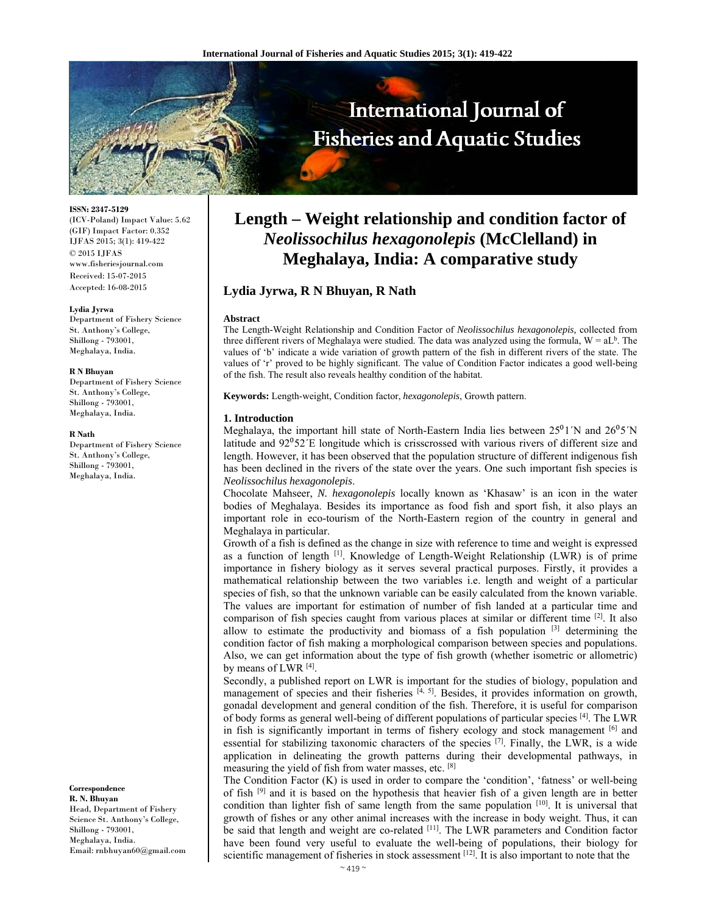# Length – Weight relationship and condition factor of *Neolissochilus hexagonolepis* (McClelland) in Meghalaya, India: A comparative study

**Lydia Jyrwa, R N Bhuyan, R Nath**

**ISSN: 2347-5129**
(ICV-Poland) Impact Value: 5.62
(GIF) Impact Factor: 0.352
IJFAS 2015; 3(1): 419-422
© 2015 IJFAS
www.fisheriesjournal.com
Received: 15-07-2015
Accepted: 16-08-2015

**Lydia Jyrwa**
Department of Fishery Science
St. Anthony's College,
Shillong - 793001,
Meghalaya, India.

**R N Bhuyan**
Department of Fishery Science
St. Anthony's College,
Shillong - 793001,
Meghalaya, India.

**R Nath**
Department of Fishery Science
St. Anthony's College,
Shillong - 793001,
Meghalaya, India.

**Correspondence**
**R. N. Bhuyan**
Head, Department of Fishery Science St. Anthony's College, Shillong - 793001, Meghalaya, India.
Email: rnbhuyan60@gmail.com

**Abstract**

The Length-Weight Relationship and Condition Factor of *Neolissochilus hexagonolepis,* collected from three different rivers of Meghalaya were studied. The data was analyzed using the formula, $W = aL^b$. The values of 'b' indicate a wide variation of growth pattern of the fish in different rivers of the state. The values of 'r' proved to be highly significant. The value of Condition Factor indicates a good well-being of the fish. The result also reveals healthy condition of the habitat.

**Keywords:** Length-weight, Condition factor, *hexagonolepis*, Growth pattern.

## 1. Introduction

Meghalaya, the important hill state of North-Eastern India lies between 25⁰1´N and 26⁰5´N latitude and 92⁰52´E longitude which is crisscrossed with various rivers of different size and length. However, it has been observed that the population structure of different indigenous fish has been declined in the rivers of the state over the years. One such important fish species is *Neolissochilus hexagonolepis*.

Chocolate Mahseer, *N. hexagonolepis* locally known as 'Khasaw' is an icon in the water bodies of Meghalaya. Besides its importance as food fish and sport fish, it also plays an important role in eco-tourism of the North-Eastern region of the country in general and Meghalaya in particular.

Growth of a fish is defined as the change in size with reference to time and weight is expressed as a function of length [1]. Knowledge of Length-Weight Relationship (LWR) is of prime importance in fishery biology as it serves several practical purposes. Firstly, it provides a mathematical relationship between the two variables i.e. length and weight of a particular species of fish, so that the unknown variable can be easily calculated from the known variable. The values are important for estimation of number of fish landed at a particular time and comparison of fish species caught from various places at similar or different time [2]. It also allow to estimate the productivity and biomass of a fish population [3] determining the condition factor of fish making a morphological comparison between species and populations. Also, we can get information about the type of fish growth (whether isometric or allometric) by means of LWR [4].

Secondly, a published report on LWR is important for the studies of biology, population and management of species and their fisheries [4, 5]. Besides, it provides information on growth, gonadal development and general condition of the fish. Therefore, it is useful for comparison of body forms as general well-being of different populations of particular species [4]. The LWR in fish is significantly important in terms of fishery ecology and stock management [6] and essential for stabilizing taxonomic characters of the species [7]. Finally, the LWR, is a wide application in delineating the growth patterns during their developmental pathways, in measuring the yield of fish from water masses, etc. [8]

The Condition Factor (K) is used in order to compare the 'condition', 'fatness' or well-being of fish [9] and it is based on the hypothesis that heavier fish of a given length are in better condition than lighter fish of same length from the same population [10]. It is universal that growth of fishes or any other animal increases with the increase in body weight. Thus, it can be said that length and weight are co-related [11]. The LWR parameters and Condition factor have been found very useful to evaluate the well-being of populations, their biology for scientific management of fisheries in stock assessment [12]. It is also important to note that the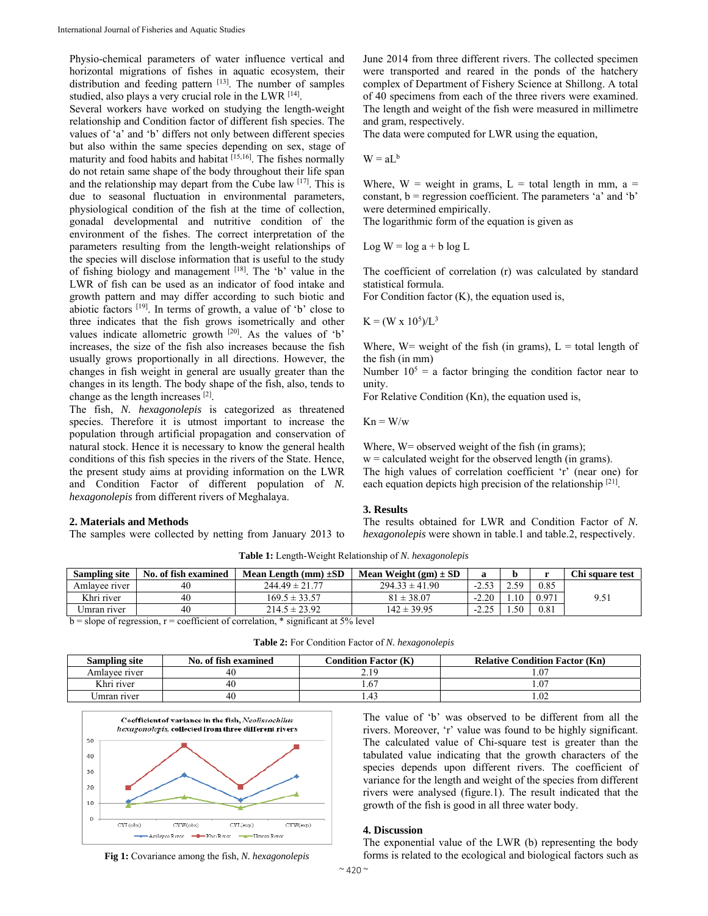Physio-chemical parameters of water influence vertical and horizontal migrations of fishes in aquatic ecosystem, their distribution and feeding pattern [13]. The number of samples studied, also plays a very crucial role in the LWR [14].

Several workers have worked on studying the length-weight relationship and Condition factor of different fish species. The values of 'a' and 'b' differs not only between different species but also within the same species depending on sex, stage of maturity and food habits and habitat [15,16]. The fishes normally do not retain same shape of the body throughout their life span and the relationship may depart from the Cube law [17]. This is due to seasonal fluctuation in environmental parameters, physiological condition of the fish at the time of collection, gonadal developmental and nutritive condition of the environment of the fishes. The correct interpretation of the parameters resulting from the length-weight relationships of the species will disclose information that is useful to the study of fishing biology and management [18]. The 'b' value in the LWR of fish can be used as an indicator of food intake and growth pattern and may differ according to such biotic and abiotic factors [19]. In terms of growth, a value of 'b' close to three indicates that the fish grows isometrically and other values indicate allometric growth [20]. As the values of 'b' increases, the size of the fish also increases because the fish usually grows proportionally in all directions. However, the changes in fish weight in general are usually greater than the changes in its length. The body shape of the fish, also, tends to change as the length increases [2].

The fish, *N. hexagonolepis* is categorized as threatened species. Therefore it is utmost important to increase the population through artificial propagation and conservation of natural stock. Hence it is necessary to know the general health conditions of this fish species in the rivers of the State. Hence, the present study aims at providing information on the LWR and Condition Factor of different population of *N. hexagonolepis* from different rivers of Meghalaya.

## 2. Materials and Methods

The samples were collected by netting from January 2013 to June 2014 from three different rivers. The collected specimen were transported and reared in the ponds of the hatchery complex of Department of Fishery Science at Shillong. A total of 40 specimens from each of the three rivers were examined. The length and weight of the fish were measured in millimetre and gram, respectively.

The data were computed for LWR using the equation,

$$W = aL^b$$

Where, W = weight in grams, L = total length in mm, a = constant, b = regression coefficient. The parameters 'a' and 'b' were determined empirically.

The logarithmic form of the equation is given as

$$\text{Log } W = \log a + b \log L$$

The coefficient of correlation (r) was calculated by standard statistical formula.

For Condition factor (K), the equation used is,

$$K = (W \times 10^5)/L^3$$

Where, W= weight of the fish (in grams), L = total length of the fish (in mm)

Number $10^5$ = a factor bringing the condition factor near to unity.

For Relative Condition (Kn), the equation used is,

$$Kn = W/w$$

Where, W= observed weight of the fish (in grams);
w = calculated weight for the observed length (in grams).

The high values of correlation coefficient 'r' (near one) for each equation depicts high precision of the relationship [21].

## 3. Results

The results obtained for LWR and Condition Factor of *N. hexagonolepis* were shown in table.1 and table.2, respectively.

**Table 1:** Length-Weight Relationship of *N. hexagonolepis*

| Sampling site | No. of fish examined | Mean Length (mm) ±SD | Mean Weight (gm) ± SD | a | b | r | Chi square test |
|---|---|---|---|---|---|---|---|
| Amlayee river | 40 | 244.49 ± 21.77 | 294.33 ± 41.90 | -2.53 | 2.59 | 0.85 | 9.51 |
| Khri river | 40 | 169.5 ± 33.57 | 81 ± 38.07 | -2.20 | 1.10 | 0.971 | |
| Umran river | 40 | 214.5 ± 23.92 | 142 ± 39.95 | -2.25 | 1.50 | 0.81 | |

b = slope of regression, r = coefficient of correlation, * significant at 5% level

**Table 2:** For Condition Factor of *N. hexagonolepis*

| Sampling site | No. of fish examined | Condition Factor (K) | Relative Condition Factor (Kn) |
|---|---|---|---|
| Amlayee river | 40 | 2.19 | 1.07 |
| Khri river | 40 | 1.67 | 1.07 |
| Umran river | 40 | 1.43 | 1.02 |

**Fig 1:** Covariance among the fish, *N. hexagonolepis*

The value of 'b' was observed to be different from all the rivers. Moreover, 'r' value was found to be highly significant. The calculated value of Chi-square test is greater than the tabulated value indicating that the growth characters of the species depends upon different rivers. The coefficient of variance for the length and weight of the species from different rivers were analysed (figure.1). The result indicated that the growth of the fish is good in all three water body.

## 4. Discussion

The exponential value of the LWR (b) representing the body forms is related to the ecological and biological factors such as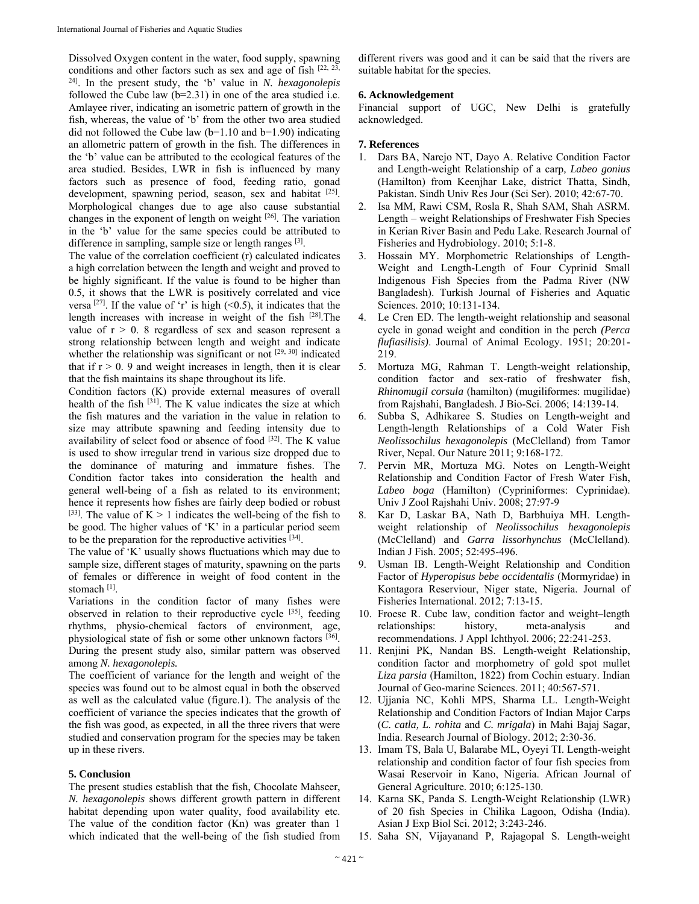Dissolved Oxygen content in the water, food supply, spawning conditions and other factors such as sex and age of fish [22, 23, 24]. In the present study, the 'b' value in *N. hexagonolepis* followed the Cube law (b=2.31) in one of the area studied i.e. Amlayee river, indicating an isometric pattern of growth in the fish, whereas, the value of 'b' from the other two area studied did not followed the Cube law (b=1.10 and b=1.90) indicating an allometric pattern of growth in the fish. The differences in the 'b' value can be attributed to the ecological features of the area studied. Besides, LWR in fish is influenced by many factors such as presence of food, feeding ratio, gonad development, spawning period, season, sex and habitat [25]. Morphological changes due to age also cause substantial changes in the exponent of length on weight [26]. The variation in the 'b' value for the same species could be attributed to difference in sampling, sample size or length ranges [3].

The value of the correlation coefficient (r) calculated indicates a high correlation between the length and weight and proved to be highly significant. If the value is found to be higher than 0.5, it shows that the LWR is positively correlated and vice versa [27]. If the value of 'r' is high (<0.5), it indicates that the length increases with increase in weight of the fish [28].The value of $r > 0.8$ regardless of sex and season represent a strong relationship between length and weight and indicate whether the relationship was significant or not [29, 30] indicated that if $r > 0.9$ and weight increases in length, then it is clear that the fish maintains its shape throughout its life.

Condition factors (K) provide external measures of overall health of the fish [31]. The K value indicates the size at which the fish matures and the variation in the value in relation to size may attribute spawning and feeding intensity due to availability of select food or absence of food [32]. The K value is used to show irregular trend in various size dropped due to the dominance of maturing and immature fishes. The Condition factor takes into consideration the health and general well-being of a fish as related to its environment; hence it represents how fishes are fairly deep bodied or robust [33]. The value of $K > 1$ indicates the well-being of the fish to be good. The higher values of 'K' in a particular period seem to be the preparation for the reproductive activities [34].

The value of 'K' usually shows fluctuations which may due to sample size, different stages of maturity, spawning on the parts of females or difference in weight of food content in the stomach [1].

Variations in the condition factor of many fishes were observed in relation to their reproductive cycle [35], feeding rhythms, physio-chemical factors of environment, age, physiological state of fish or some other unknown factors [36]. During the present study also, similar pattern was observed among *N. hexagonolepis.*

The coefficient of variance for the length and weight of the species was found out to be almost equal in both the observed as well as the calculated value (figure.1). The analysis of the coefficient of variance the species indicates that the growth of the fish was good, as expected, in all the three rivers that were studied and conservation program for the species may be taken up in these rivers.

## 5. Conclusion

The present studies establish that the fish, Chocolate Mahseer, *N. hexagonolepis* shows different growth pattern in different habitat depending upon water quality, food availability etc. The value of the condition factor (Kn) was greater than 1 which indicated that the well-being of the fish studied from different rivers was good and it can be said that the rivers are suitable habitat for the species.

## 6. Acknowledgement

Financial support of UGC, New Delhi is gratefully acknowledged.

## 7. References

1. Dars BA, Narejo NT, Dayo A. Relative Condition Factor and Length-weight Relationship of a carp, *Labeo gonius* (Hamilton) from Keenjhar Lake, district Thatta, Sindh, Pakistan. Sindh Univ Res Jour (Sci Ser). 2010; 42:67-70.
2. Isa MM, Rawi CSM, Rosla R, Shah SAM, Shah ASRM. Length – weight Relationships of Freshwater Fish Species in Kerian River Basin and Pedu Lake. Research Journal of Fisheries and Hydrobiology. 2010; 5:1-8.
3. Hossain MY. Morphometric Relationships of Length-Weight and Length-Length of Four Cyprinid Small Indigenous Fish Species from the Padma River (NW Bangladesh). Turkish Journal of Fisheries and Aquatic Sciences. 2010; 10:131-134.
4. Le Cren ED. The length-weight relationship and seasonal cycle in gonad weight and condition in the perch *(Perca flufiasilisis)*. Journal of Animal Ecology. 1951; 20:201-219.
5. Mortuza MG, Rahman T. Length-weight relationship, condition factor and sex-ratio of freshwater fish, *Rhinomugil corsula* (hamilton) (mugiliformes: mugilidae) from Rajshahi, Bangladesh. J Bio-Sci. 2006; 14:139-14.
6. Subba S, Adhikaree S. Studies on Length-weight and Length-length Relationships of a Cold Water Fish *Neolissochilus hexagonolepis* (McClelland) from Tamor River, Nepal. Our Nature 2011; 9:168-172.
7. Pervin MR, Mortuza MG. Notes on Length-Weight Relationship and Condition Factor of Fresh Water Fish, *Labeo boga* (Hamilton) (Cypriniformes: Cyprinidae). Univ J Zool Rajshahi Univ. 2008; 27:97-9
8. Kar D, Laskar BA, Nath D, Barbhuiya MH. Length-weight relationship of *Neolissochilus hexagonolepis* (McClelland) and *Garra lissorhynchus* (McClelland). Indian J Fish. 2005; 52:495-496.
9. Usman IB. Length-Weight Relationship and Condition Factor of *Hyperopisus bebe occidentalis* (Mormyridae) in Kontagora Reserviour, Niger state, Nigeria. Journal of Fisheries International. 2012; 7:13-15.
10. Froese R. Cube law, condition factor and weight–length relationships: history, meta-analysis and recommendations. J Appl Ichthyol. 2006; 22:241-253.
11. Renjini PK, Nandan BS. Length-weight Relationship, condition factor and morphometry of gold spot mullet *Liza parsia* (Hamilton, 1822) from Cochin estuary. Indian Journal of Geo-marine Sciences. 2011; 40:567-571.
12. Ujjania NC, Kohli MPS, Sharma LL. Length-Weight Relationship and Condition Factors of Indian Major Carps (*C. catla, L. rohita* and *C. mrigala*) in Mahi Bajaj Sagar, India. Research Journal of Biology. 2012; 2:30-36.
13. Imam TS, Bala U, Balarabe ML, Oyeyi TI. Length-weight relationship and condition factor of four fish species from Wasai Reservoir in Kano, Nigeria. African Journal of General Agriculture. 2010; 6:125-130.
14. Karna SK, Panda S. Length-Weight Relationship (LWR) of 20 fish Species in Chilika Lagoon, Odisha (India). Asian J Exp Biol Sci. 2012; 3:243-246.
15. Saha SN, Vijayanand P, Rajagopal S. Length-weight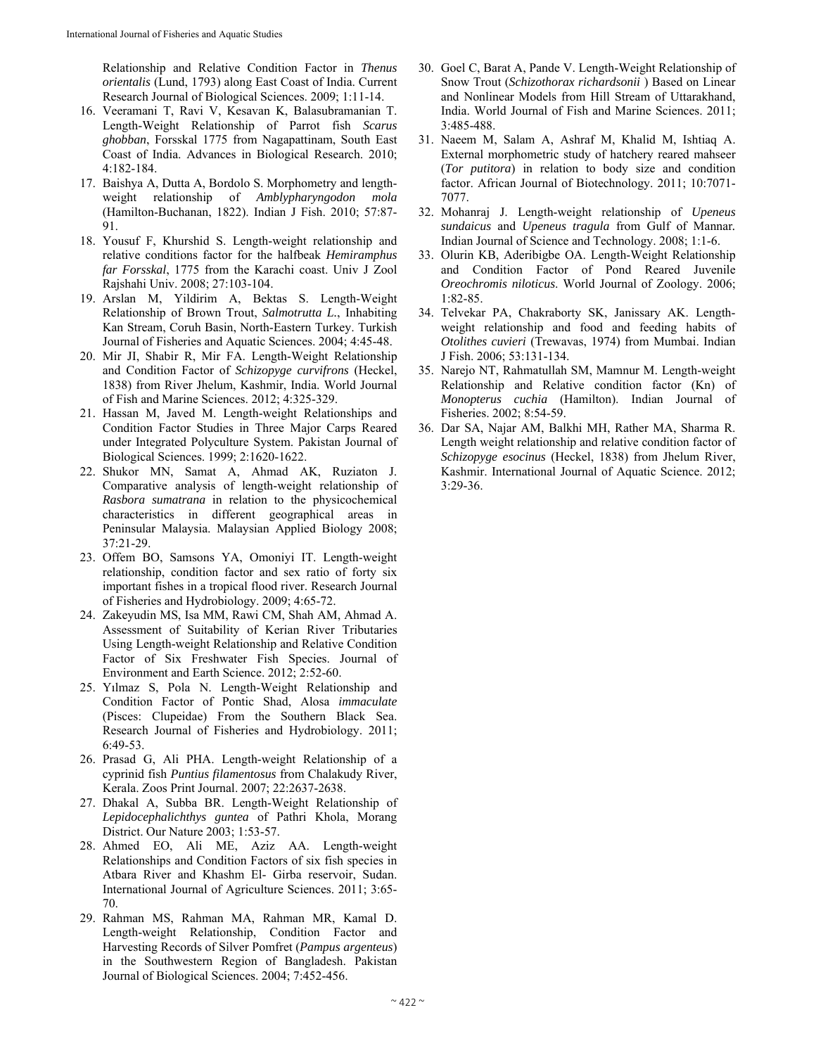Relationship and Relative Condition Factor in *Thenus orientalis* (Lund, 1793) along East Coast of India. Current Research Journal of Biological Sciences. 2009; 1:11-14.

16. Veeramani T, Ravi V, Kesavan K, Balasubramanian T. Length-Weight Relationship of Parrot fish *Scarus ghobban*, Forsskal 1775 from Nagapattinam, South East Coast of India. Advances in Biological Research. 2010; 4:182-184.
17. Baishya A, Dutta A, Bordolo S. Morphometry and length-weight relationship of *Amblypharyngodon mola* (Hamilton-Buchanan, 1822). Indian J Fish. 2010; 57:87-91.
18. Yousuf F, Khurshid S. Length-weight relationship and relative conditions factor for the halfbeak *Hemiramphus far Forsskal*, 1775 from the Karachi coast. Univ J Zool Rajshahi Univ. 2008; 27:103-104.
19. Arslan M, Yildirim A, Bektas S. Length-Weight Relationship of Brown Trout, *Salmotrutta L*., Inhabiting Kan Stream, Coruh Basin, North-Eastern Turkey. Turkish Journal of Fisheries and Aquatic Sciences. 2004; 4:45-48.
20. Mir JI, Shabir R, Mir FA. Length-Weight Relationship and Condition Factor of *Schizopyge curvifrons* (Heckel, 1838) from River Jhelum, Kashmir, India. World Journal of Fish and Marine Sciences. 2012; 4:325-329.
21. Hassan M, Javed M. Length-weight Relationships and Condition Factor Studies in Three Major Carps Reared under Integrated Polyculture System. Pakistan Journal of Biological Sciences. 1999; 2:1620-1622.
22. Shukor MN, Samat A, Ahmad AK, Ruziaton J. Comparative analysis of length-weight relationship of *Rasbora sumatrana* in relation to the physicochemical characteristics in different geographical areas in Peninsular Malaysia. Malaysian Applied Biology 2008; 37:21-29.
23. Offem BO, Samsons YA, Omoniyi IT. Length-weight relationship, condition factor and sex ratio of forty six important fishes in a tropical flood river. Research Journal of Fisheries and Hydrobiology. 2009; 4:65-72.
24. Zakeyudin MS, Isa MM, Rawi CM, Shah AM, Ahmad A. Assessment of Suitability of Kerian River Tributaries Using Length-weight Relationship and Relative Condition Factor of Six Freshwater Fish Species. Journal of Environment and Earth Science. 2012; 2:52-60.
25. Yılmaz S, Pola N. Length-Weight Relationship and Condition Factor of Pontic Shad, Alosa *immaculate* (Pisces: Clupeidae) From the Southern Black Sea. Research Journal of Fisheries and Hydrobiology. 2011; 6:49-53.
26. Prasad G, Ali PHA. Length-weight Relationship of a cyprinid fish *Puntius filamentosus* from Chalakudy River, Kerala. Zoos Print Journal. 2007; 22:2637-2638.
27. Dhakal A, Subba BR. Length-Weight Relationship of *Lepidocephalichthys guntea* of Pathri Khola, Morang District. Our Nature 2003; 1:53-57.
28. Ahmed EO, Ali ME, Aziz AA. Length-weight Relationships and Condition Factors of six fish species in Atbara River and Khashm El- Girba reservoir, Sudan. International Journal of Agriculture Sciences. 2011; 3:65-70.
29. Rahman MS, Rahman MA, Rahman MR, Kamal D. Length-weight Relationship, Condition Factor and Harvesting Records of Silver Pomfret (*Pampus argenteus*) in the Southwestern Region of Bangladesh. Pakistan Journal of Biological Sciences. 2004; 7:452-456.
30. Goel C, Barat A, Pande V. Length-Weight Relationship of Snow Trout (*Schizothorax richardsonii* ) Based on Linear and Nonlinear Models from Hill Stream of Uttarakhand, India. World Journal of Fish and Marine Sciences. 2011; 3:485-488.
31. Naeem M, Salam A, Ashraf M, Khalid M, Ishtiaq A. External morphometric study of hatchery reared mahseer (*Tor putitora*) in relation to body size and condition factor. African Journal of Biotechnology. 2011; 10:7071-7077.
32. Mohanraj J. Length-weight relationship of *Upeneus sundaicus* and *Upeneus tragula* from Gulf of Mannar. Indian Journal of Science and Technology. 2008; 1:1-6.
33. Olurin KB, Aderibigbe OA. Length-Weight Relationship and Condition Factor of Pond Reared Juvenile *Oreochromis niloticus*. World Journal of Zoology. 2006; 1:82-85.
34. Telvekar PA, Chakraborty SK, Janissary AK. Length-weight relationship and food and feeding habits of *Otolithes cuvieri* (Trewavas, 1974) from Mumbai. Indian J Fish. 2006; 53:131-134.
35. Narejo NT, Rahmatullah SM, Mamnur M. Length-weight Relationship and Relative condition factor (Kn) of *Monopterus cuchia* (Hamilton). Indian Journal of Fisheries. 2002; 8:54-59.
36. Dar SA, Najar AM, Balkhi MH, Rather MA, Sharma R. Length weight relationship and relative condition factor of *Schizopyge esocinus* (Heckel, 1838) from Jhelum River, Kashmir. International Journal of Aquatic Science. 2012; 3:29-36.